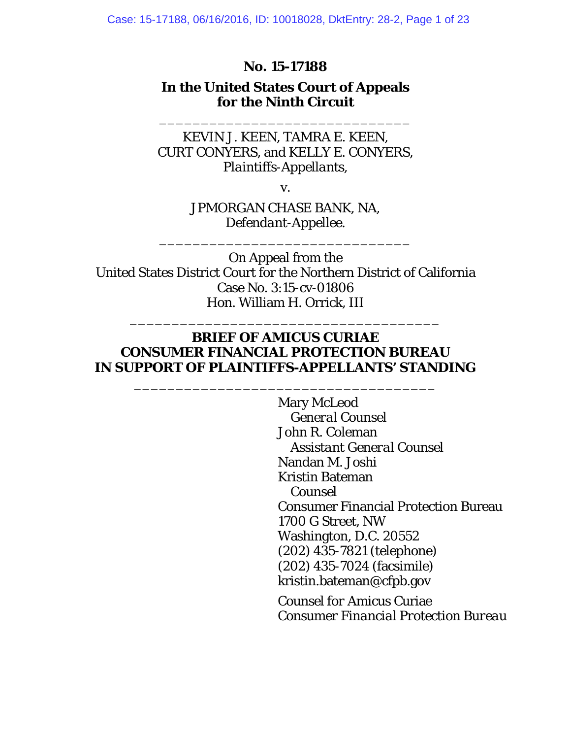**No. 15-17188**

**In the United States Court of Appeals for the Ninth Circuit**

---

KEVIN J. KEEN, TAMRA E. KEEN,
CURT CONYERS, and KELLY E. CONYERS,
*Plaintiffs-Appellants,*

v.

JPMORGAN CHASE BANK, NA,
*Defendant-Appellee.*

---

On Appeal from the
United States District Court for the Northern District of California
Case No. 3:15-cv-01806
Hon. William H. Orrick, III

---

**BRIEF OF AMICUS CURIAE
CONSUMER FINANCIAL PROTECTION BUREAU
IN SUPPORT OF PLAINTIFFS-APPELLANTS' STANDING**

---

Mary McLeod
*General Counsel*
John R. Coleman
*Assistant General Counsel*
Nandan M. Joshi
Kristin Bateman
*Counsel*
Consumer Financial Protection Bureau
1700 G Street, NW
Washington, D.C. 20552
(202) 435-7821 (telephone)
(202) 435-7024 (facsimile)
kristin.bateman@cfpb.gov

*Counsel for Amicus Curiae
Consumer Financial Protection Bureau*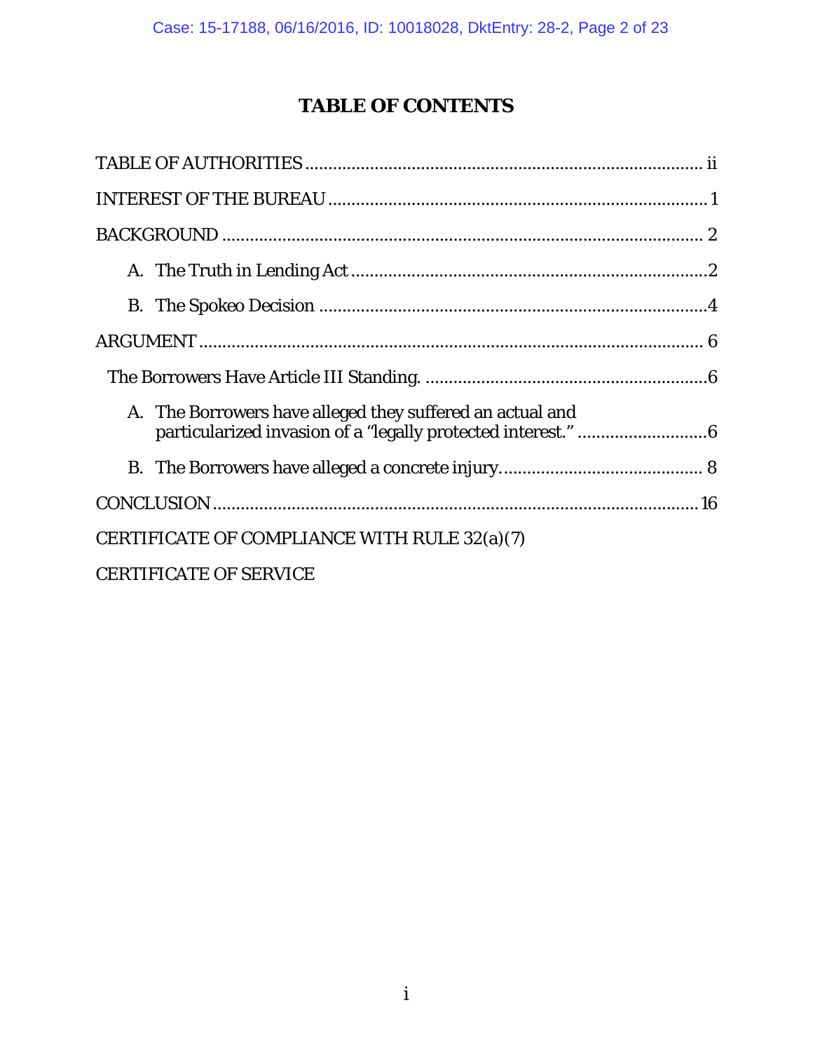# TABLE OF CONTENTS

TABLE OF AUTHORITIES ..................................................................................... ii

INTEREST OF THE BUREAU ................................................................................ 1

BACKGROUND ....................................................................................................... 2

- A. The Truth in Lending Act ............................................................................2
- B. The Spokeo Decision ...................................................................................4

ARGUMENT ............................................................................................................ 6

The Borrowers Have Article III Standing. ............................................................6

- A. The Borrowers have alleged they suffered an actual and particularized invasion of a "legally protected interest." ............................6
- B. The Borrowers have alleged a concrete injury. .......................................... 8

CONCLUSION .......................................................................................................16

CERTIFICATE OF COMPLIANCE WITH RULE 32(a)(7)

CERTIFICATE OF SERVICE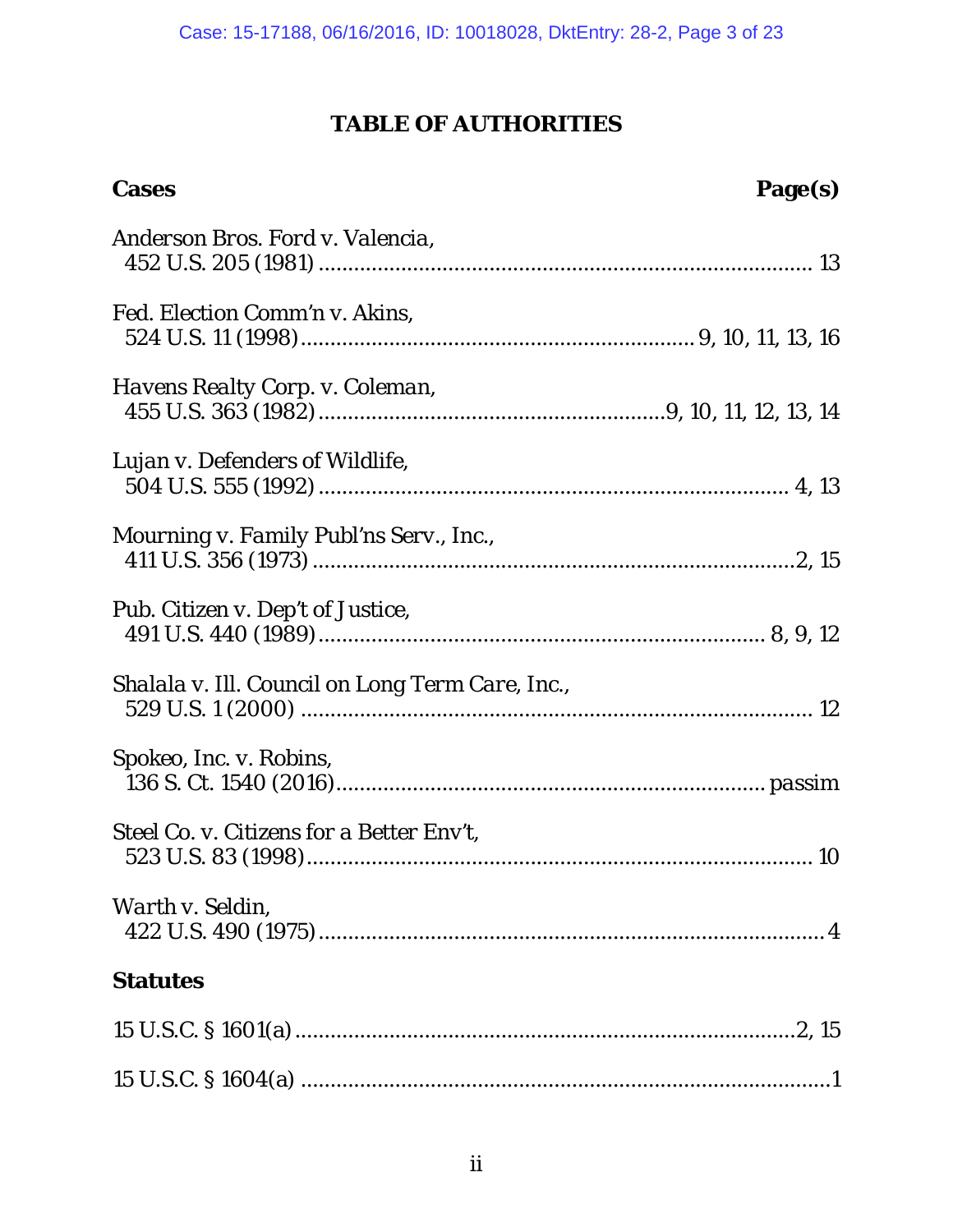# TABLE OF AUTHORITIES

| **Cases** | **Page(s)** |
|---|---|
| *Anderson Bros. Ford v. Valencia*, 452 U.S. 205 (1981) | 13 |
| *Fed. Election Comm'n v. Akins*, 524 U.S. 11 (1998) | 9, 10, 11, 13, 16 |
| *Havens Realty Corp. v. Coleman*, 455 U.S. 363 (1982) | 9, 10, 11, 12, 13, 14 |
| *Lujan v. Defenders of Wildlife*, 504 U.S. 555 (1992) | 4, 13 |
| *Mourning v. Family Publ'ns Serv., Inc.*, 411 U.S. 356 (1973) | 2, 15 |
| *Pub. Citizen v. Dep't of Justice*, 491 U.S. 440 (1989) | 8, 9, 12 |
| *Shalala v. Ill. Council on Long Term Care, Inc.*, 529 U.S. 1 (2000) | 12 |
| *Spokeo, Inc. v. Robins*, 136 S. Ct. 1540 (2016) | *passim* |
| *Steel Co. v. Citizens for a Better Env't*, 523 U.S. 83 (1998) | 10 |
| *Warth v. Seldin*, 422 U.S. 490 (1975) | 4 |

**Statutes**

| | |
|---|---|
| 15 U.S.C. § 1601(a) | 2, 15 |
| 15 U.S.C. § 1604(a) | 1 |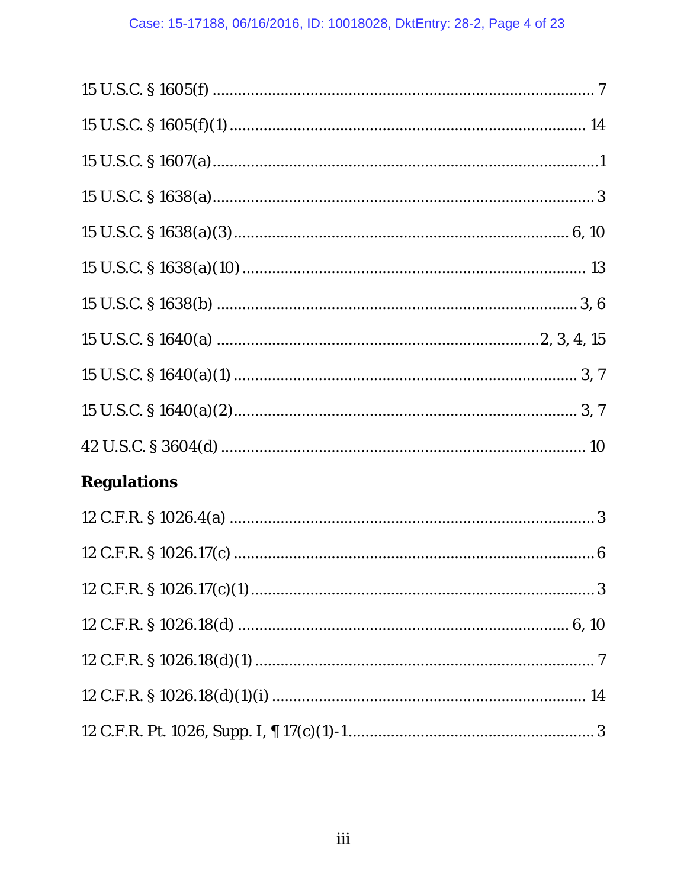15 U.S.C. § 1605(f) ........................................................................................ 7

15 U.S.C. § 1605(f)(1) .................................................................................. 14

15 U.S.C. § 1607(a) .........................................................................................1

15 U.S.C. § 1638(a) ........................................................................................ 3

15 U.S.C. § 1638(a)(3) ............................................................................ 6, 10

15 U.S.C. § 1638(a)(10) ................................................................................ 13

15 U.S.C. § 1638(b) .................................................................................... 3, 6

15 U.S.C. § 1640(a) ..........................................................................2, 3, 4, 15

15 U.S.C. § 1640(a)(1) ................................................................................. 3, 7

15 U.S.C. § 1640(a)(2) ................................................................................. 3, 7

42 U.S.C. § 3604(d) ....................................................................................... 10

## Regulations

12 C.F.R. § 1026.4(a) ..................................................................................... 3

12 C.F.R. § 1026.17(c) .................................................................................... 6

12 C.F.R. § 1026.17(c)(1) ................................................................................ 3

12 C.F.R. § 1026.18(d) .............................................................................. 6, 10

12 C.F.R. § 1026.18(d)(1) ................................................................................ 7

12 C.F.R. § 1026.18(d)(1)(i) .......................................................................... 14

12 C.F.R. Pt. 1026, Supp. I, ¶ 17(c)(1)-1......................................................... 3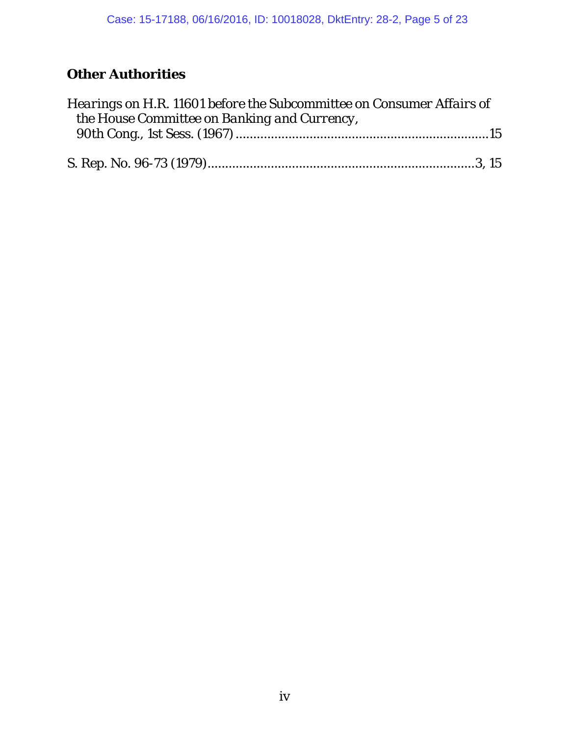**Other Authorities**

*Hearings on H.R. 11601 before the Subcommittee on Consumer Affairs of the House Committee on Banking and Currency*, 90th Cong., 1st Sess. (1967) ........................................................................15

S. Rep. No. 96-73 (1979)........................................................................3, 15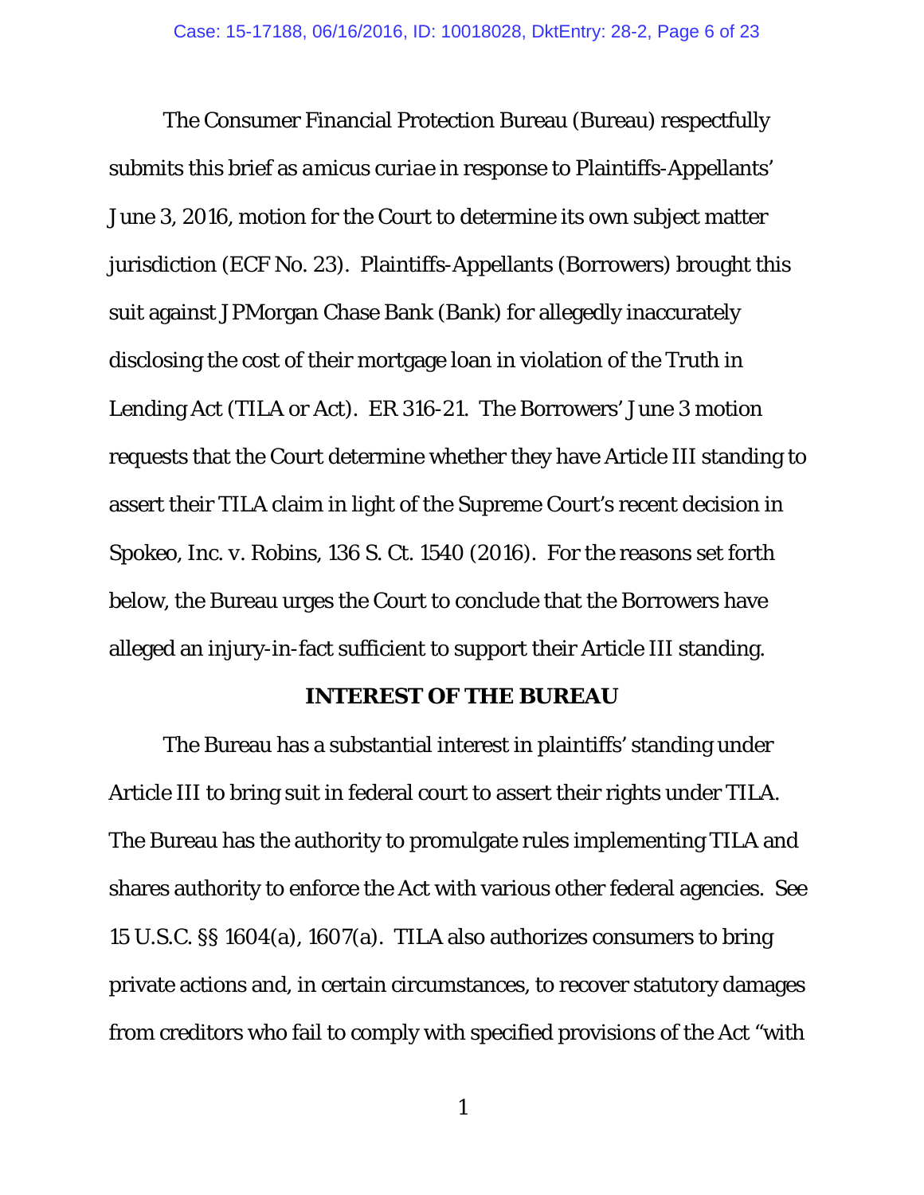The Consumer Financial Protection Bureau (Bureau) respectfully submits this brief as *amicus curiae* in response to Plaintiffs-Appellants' June 3, 2016, motion for the Court to determine its own subject matter jurisdiction (ECF No. 23). Plaintiffs-Appellants (Borrowers) brought this suit against JPMorgan Chase Bank (Bank) for allegedly inaccurately disclosing the cost of their mortgage loan in violation of the Truth in Lending Act (TILA or Act). ER 316-21. The Borrowers' June 3 motion requests that the Court determine whether they have Article III standing to assert their TILA claim in light of the Supreme Court's recent decision in Spokeo, Inc. v. Robins, 136 S. Ct. 1540 (2016). For the reasons set forth below, the Bureau urges the Court to conclude that the Borrowers have alleged an injury-in-fact sufficient to support their Article III standing.

## INTEREST OF THE BUREAU

The Bureau has a substantial interest in plaintiffs' standing under Article III to bring suit in federal court to assert their rights under TILA. The Bureau has the authority to promulgate rules implementing TILA and shares authority to enforce the Act with various other federal agencies. See 15 U.S.C. §§ 1604(a), 1607(a). TILA also authorizes consumers to bring private actions and, in certain circumstances, to recover statutory damages from creditors who fail to comply with specified provisions of the Act "with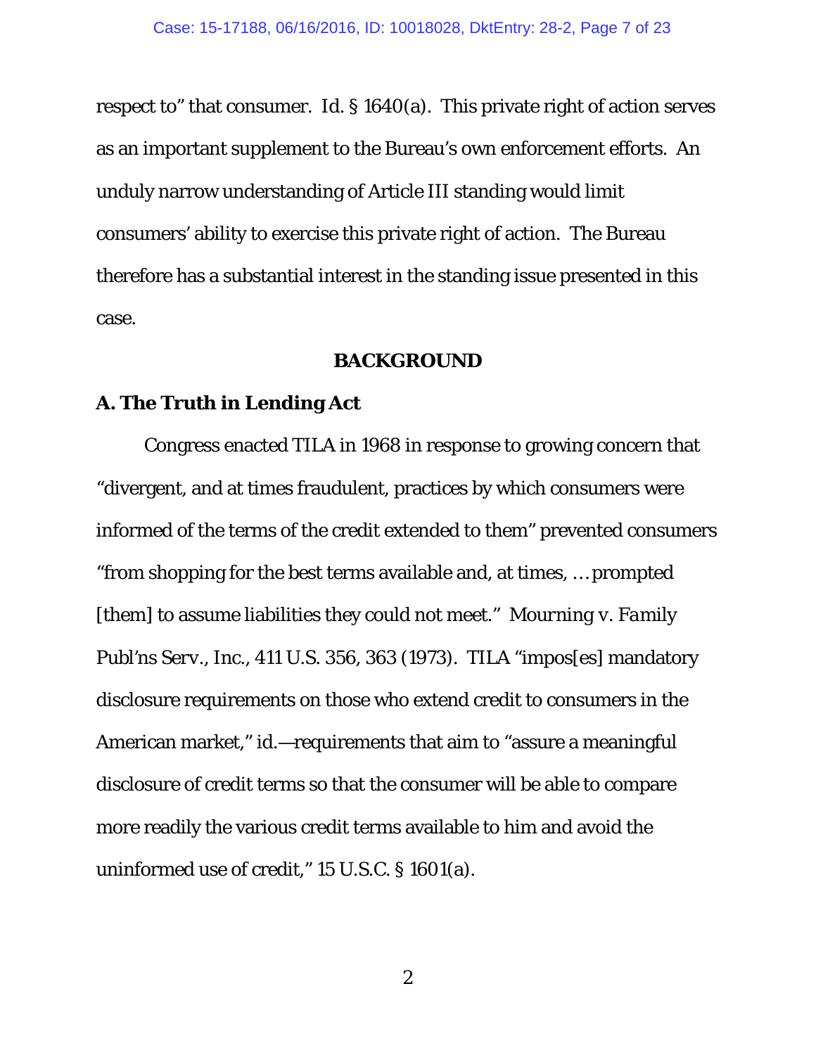respect to" that consumer. *Id.* § 1640(a). This private right of action serves as an important supplement to the Bureau's own enforcement efforts. An unduly narrow understanding of Article III standing would limit consumers' ability to exercise this private right of action. The Bureau therefore has a substantial interest in the standing issue presented in this case.

## BACKGROUND

### A. The Truth in Lending Act

Congress enacted TILA in 1968 in response to growing concern that "divergent, and at times fraudulent, practices by which consumers were informed of the terms of the credit extended to them" prevented consumers "from shopping for the best terms available and, at times, … prompted [them] to assume liabilities they could not meet." *Mourning v. Family Publ'ns Serv., Inc.*, 411 U.S. 356, 363 (1973). TILA "impos[es] mandatory disclosure requirements on those who extend credit to consumers in the American market," *id.*—requirements that aim to "assure a meaningful disclosure of credit terms so that the consumer will be able to compare more readily the various credit terms available to him and avoid the uninformed use of credit," 15 U.S.C. § 1601(a).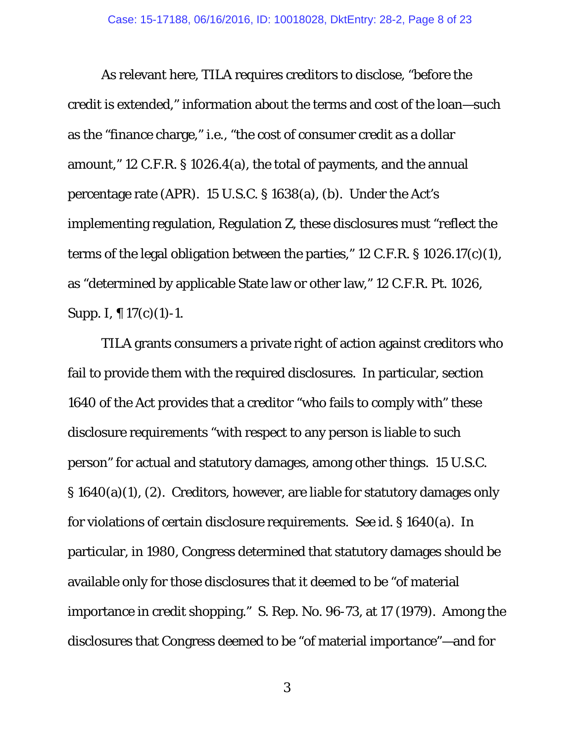As relevant here, TILA requires creditors to disclose, "before the credit is extended," information about the terms and cost of the loan—such as the "finance charge," i.e., "the cost of consumer credit as a dollar amount," 12 C.F.R. § 1026.4(a), the total of payments, and the annual percentage rate (APR). 15 U.S.C. § 1638(a), (b). Under the Act's implementing regulation, Regulation Z, these disclosures must "reflect the terms of the legal obligation between the parties," 12 C.F.R. § 1026.17(c)(1), as "determined by applicable State law or other law," 12 C.F.R. Pt. 1026, Supp. I, ¶ 17(c)(1)-1.

TILA grants consumers a private right of action against creditors who fail to provide them with the required disclosures. In particular, section 1640 of the Act provides that a creditor "who fails to comply with" these disclosure requirements "with respect to any person is liable to such person" for actual and statutory damages, among other things. 15 U.S.C. § 1640(a)(1), (2). Creditors, however, are liable for statutory damages only for violations of certain disclosure requirements. *See id.* § 1640(a). In particular, in 1980, Congress determined that statutory damages should be available only for those disclosures that it deemed to be "of material importance in credit shopping." S. Rep. No. 96-73, at 17 (1979). Among the disclosures that Congress deemed to be "of material importance"—and for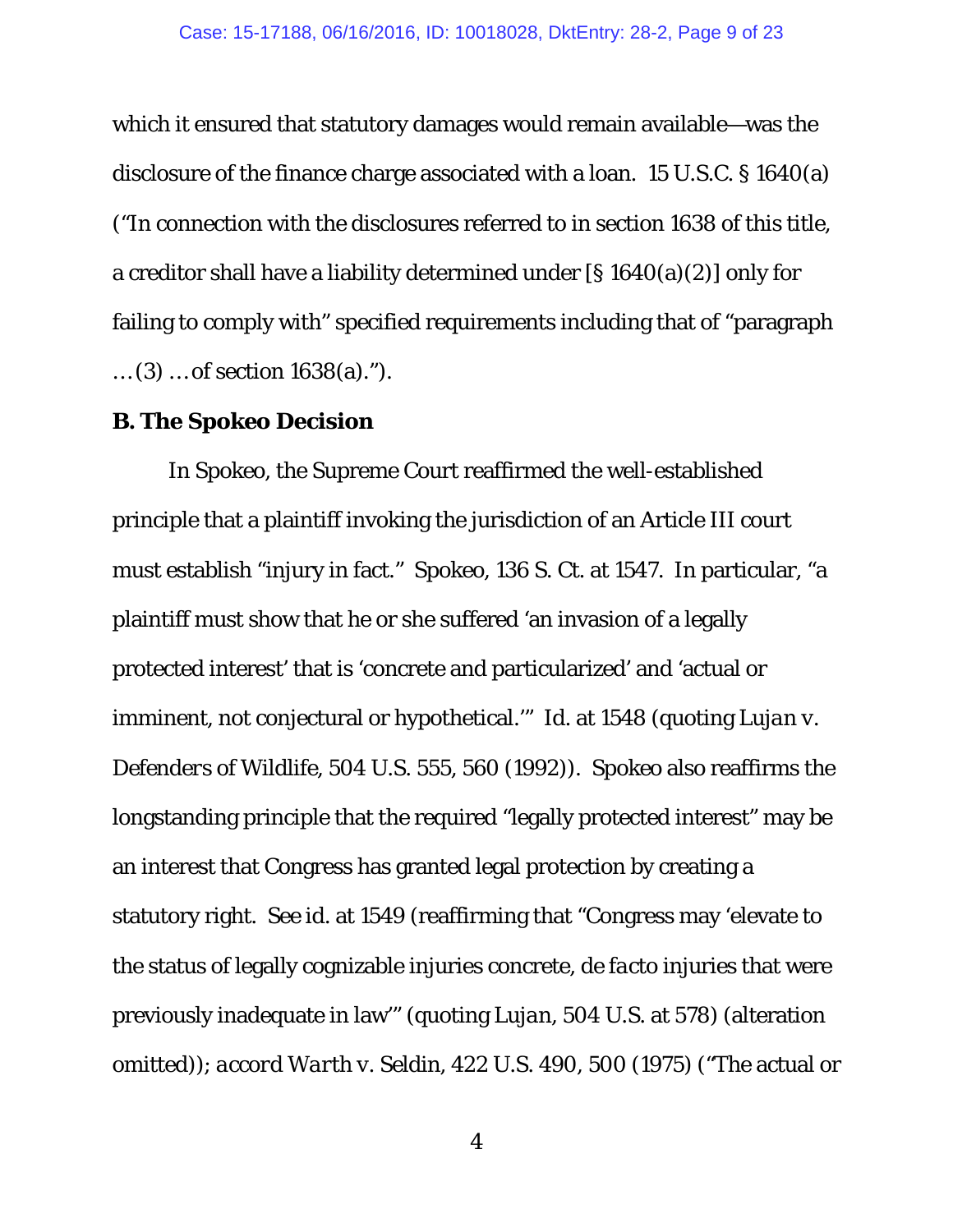which it ensured that statutory damages would remain available—was the disclosure of the finance charge associated with a loan. 15 U.S.C. § 1640(a) ("In connection with the disclosures referred to in section 1638 of this title, a creditor shall have a liability determined under [§ 1640(a)(2)] only for failing to comply with" specified requirements including that of "paragraph … (3) … of section 1638(a).").

**B. The Spokeo Decision**

In Spokeo, the Supreme Court reaffirmed the well-established principle that a plaintiff invoking the jurisdiction of an Article III court must establish "injury in fact." Spokeo, 136 S. Ct. at 1547. In particular, "a plaintiff must show that he or she suffered 'an invasion of a legally protected interest' that is 'concrete and particularized' and 'actual or imminent, not conjectural or hypothetical.'" Id. at 1548 (quoting *Lujan v. Defenders of Wildlife*, 504 U.S. 555, 560 (1992)). Spokeo also reaffirms the longstanding principle that the required "legally protected interest" may be an interest that Congress has granted legal protection by creating a statutory right. *See id.* at 1549 (reaffirming that "Congress may 'elevate to the status of legally cognizable injuries concrete, *de facto* injuries that were previously inadequate in law'" (quoting *Lujan*, 504 U.S. at 578) (alteration omitted)); *accord Warth v. Seldin*, 422 U.S. 490, 500 (1975) ("The actual or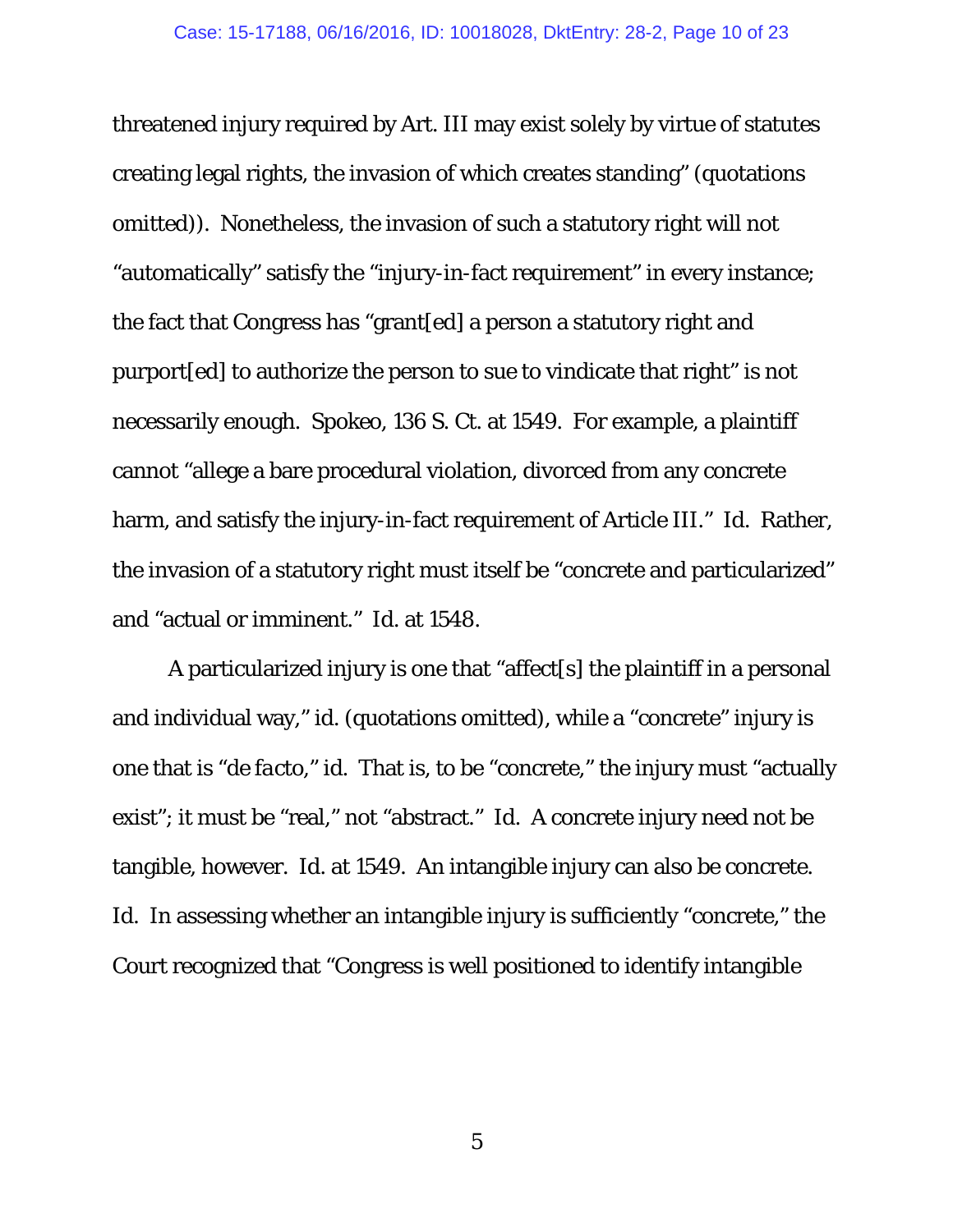threatened injury required by Art. III may exist solely by virtue of statutes creating legal rights, the invasion of which creates standing" (quotations omitted)). Nonetheless, the invasion of such a statutory right will not "automatically" satisfy the "injury-in-fact requirement" in every instance; the fact that Congress has "grant[ed] a person a statutory right and purport[ed] to authorize the person to sue to vindicate that right" is not necessarily enough. Spokeo, 136 S. Ct. at 1549. For example, a plaintiff cannot "allege a bare procedural violation, divorced from any concrete harm, and satisfy the injury-in-fact requirement of Article III." Id. Rather, the invasion of a statutory right must itself be "concrete and particularized" and "actual or imminent." Id. at 1548.

A particularized injury is one that "affect[s] the plaintiff in a personal and individual way," id. (quotations omitted), while a "concrete" injury is one that is "*de facto*," id. That is, to be "concrete," the injury must "actually exist"; it must be "real," not "abstract." Id. A concrete injury need not be tangible, however. Id. at 1549. An intangible injury can also be concrete. Id. In assessing whether an intangible injury is sufficiently "concrete," the Court recognized that "Congress is well positioned to identify intangible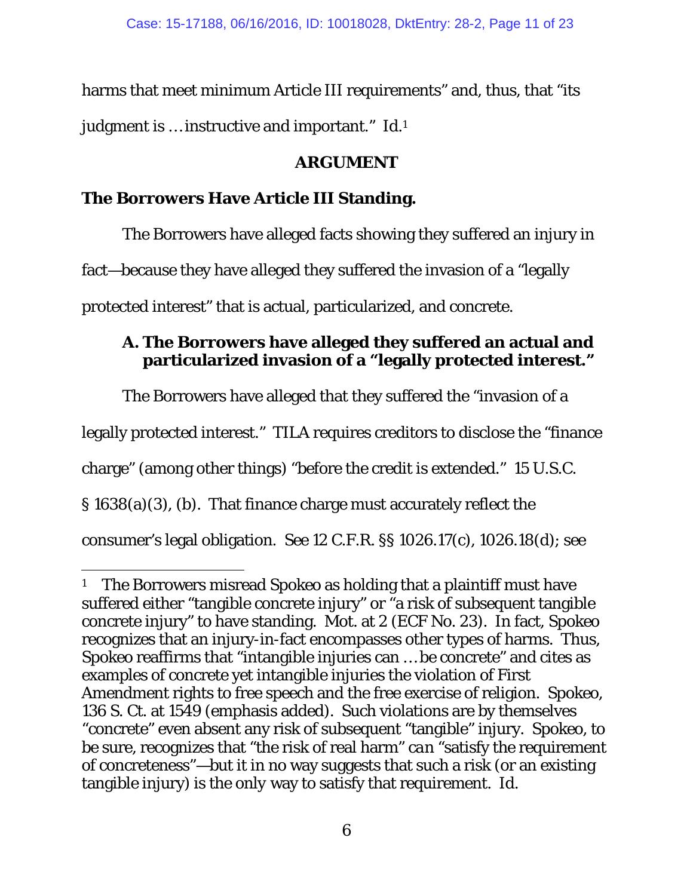harms that meet minimum Article III requirements" and, thus, that "its judgment is … instructive and important." *Id.*[1]

## ARGUMENT

### The Borrowers Have Article III Standing.

The Borrowers have alleged facts showing they suffered an injury in fact—because they have alleged they suffered the invasion of a "legally protected interest" that is actual, particularized, and concrete.

#### A. The Borrowers have alleged they suffered an actual and particularized invasion of a "legally protected interest."

The Borrowers have alleged that they suffered the "invasion of a legally protected interest." TILA requires creditors to disclose the "finance charge" (among other things) "before the credit is extended." 15 U.S.C. § 1638(a)(3), (b). That finance charge must accurately reflect the consumer's legal obligation. *See* 12 C.F.R. §§ 1026.17(c), 1026.18(d); *see*

---

[1] The Borrowers misread *Spokeo* as holding that a plaintiff must have suffered either "tangible concrete injury" or "a risk of subsequent tangible concrete injury" to have standing. Mot. at 2 (ECF No. 23). In fact, *Spokeo* recognizes that an injury-in-fact encompasses other types of harms. Thus, *Spokeo* reaffirms that "intangible injuries can … be concrete" and cites as examples of concrete yet intangible injuries the violation of First Amendment rights to free speech and the free exercise of religion. *Spokeo*, 136 S. Ct. at 1549 (emphasis added). Such violations are by themselves "concrete" even absent any risk of subsequent "tangible" injury. *Spokeo*, to be sure, recognizes that "the risk of real harm" *can* "satisfy the requirement of concreteness"—but it in no way suggests that such a risk (or an existing tangible injury) is the *only* way to satisfy that requirement. *Id.*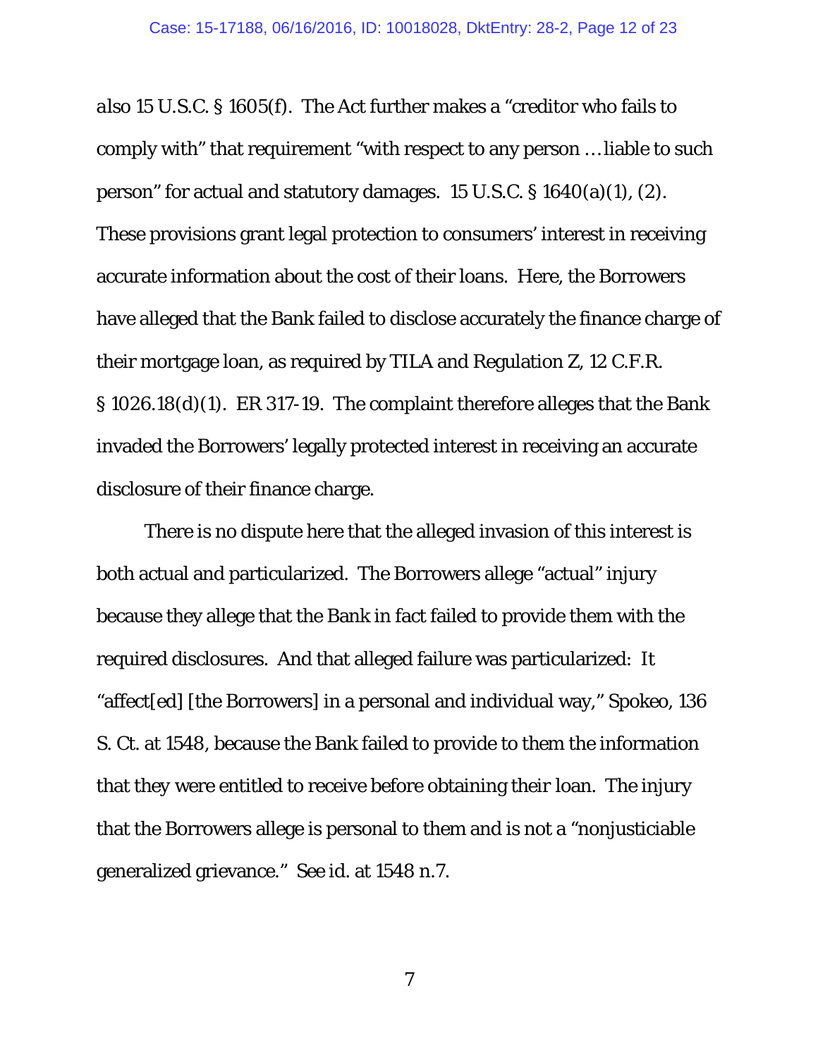*also* 15 U.S.C. § 1605(f). The Act further makes a "creditor who fails to comply with" that requirement "with respect to any person … liable to such person" for actual and statutory damages. 15 U.S.C. § 1640(a)(1), (2). These provisions grant legal protection to consumers' interest in receiving accurate information about the cost of their loans. Here, the Borrowers have alleged that the Bank failed to disclose accurately the finance charge of their mortgage loan, as required by TILA and Regulation Z, 12 C.F.R. § 1026.18(d)(1). ER 317-19. The complaint therefore alleges that the Bank invaded the Borrowers' legally protected interest in receiving an accurate disclosure of their finance charge.

There is no dispute here that the alleged invasion of this interest is both actual and particularized. The Borrowers allege "actual" injury because they allege that the Bank in fact failed to provide them with the required disclosures. And that alleged failure was particularized: It "affect[ed] [the Borrowers] in a personal and individual way," *Spokeo*, 136 S. Ct. at 1548, because the Bank failed to provide to them the information that they were entitled to receive before obtaining their loan. The injury that the Borrowers allege is personal to them and is not a "nonjusticiable generalized grievance." *See id.* at 1548 n.7.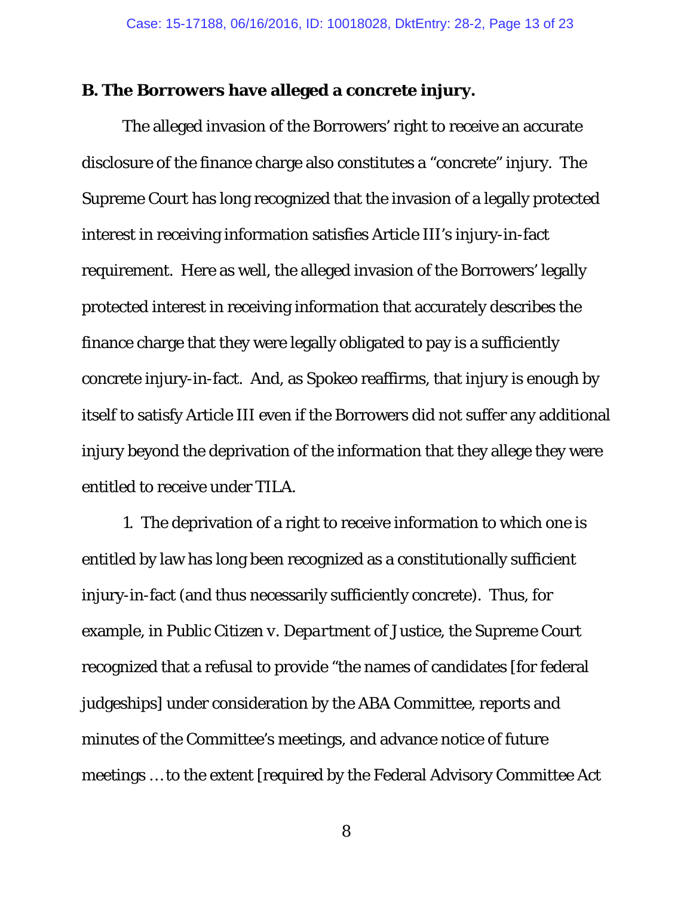**B. The Borrowers have alleged a concrete injury.**

The alleged invasion of the Borrowers' right to receive an accurate disclosure of the finance charge also constitutes a "concrete" injury. The Supreme Court has long recognized that the invasion of a legally protected interest in receiving information satisfies Article III's injury-in-fact requirement. Here as well, the alleged invasion of the Borrowers' legally protected interest in receiving information that accurately describes the finance charge that they were legally obligated to pay is a sufficiently concrete injury-in-fact. And, as *Spokeo* reaffirms, that injury is enough by itself to satisfy Article III even if the Borrowers did not suffer any additional injury beyond the deprivation of the information that they allege they were entitled to receive under TILA.

1. The deprivation of a right to receive information to which one is entitled by law has long been recognized as a constitutionally sufficient injury-in-fact (and thus necessarily sufficiently concrete). Thus, for example, in *Public Citizen v. Department of Justice*, the Supreme Court recognized that a refusal to provide "the names of candidates [for federal judgeships] under consideration by the ABA Committee, reports and minutes of the Committee's meetings, and advance notice of future meetings … to the extent [required by the Federal Advisory Committee Act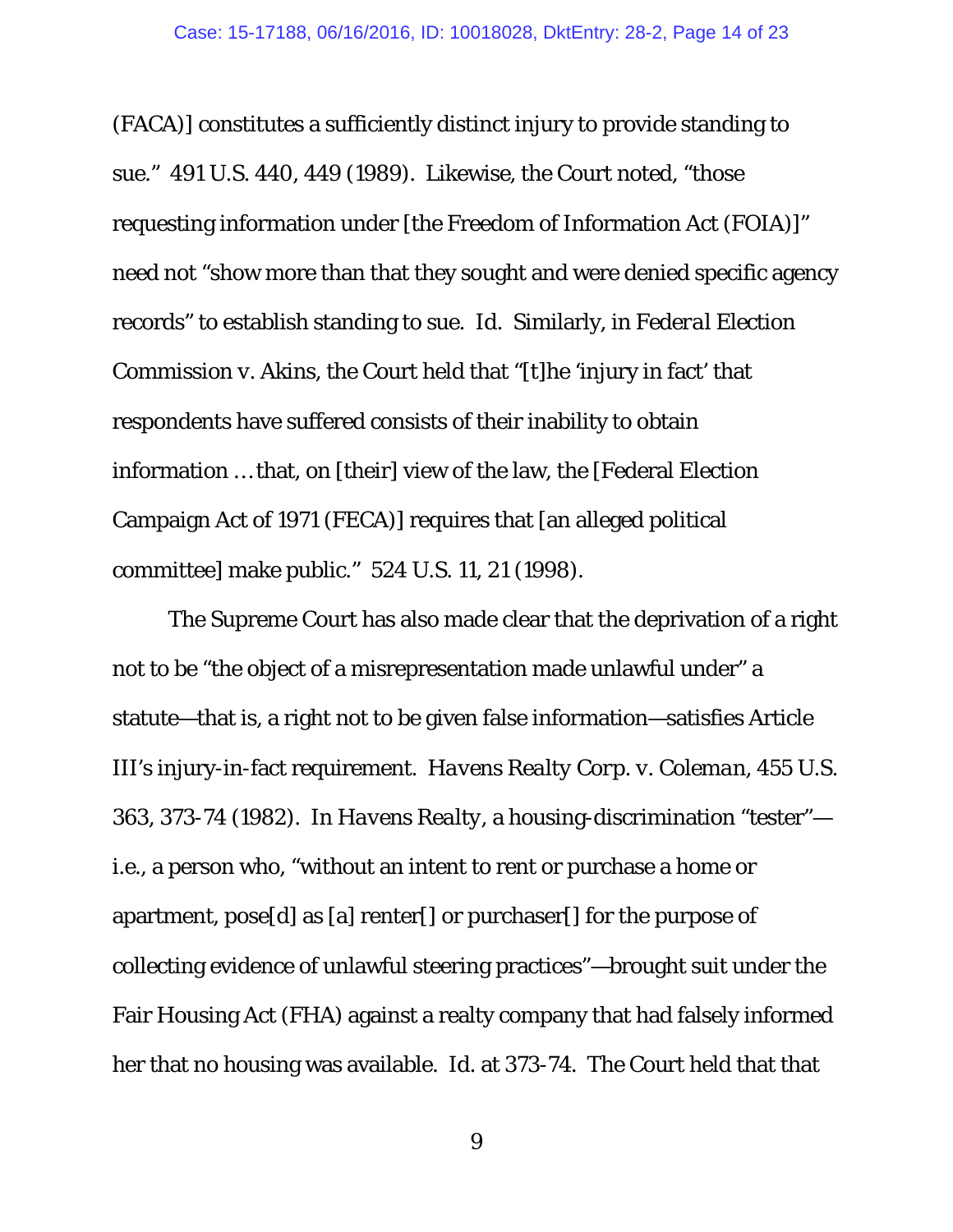(FACA)] constitutes a sufficiently distinct injury to provide standing to sue." 491 U.S. 440, 449 (1989). Likewise, the Court noted, "those requesting information under [the Freedom of Information Act (FOIA)]" need not "show more than that they sought and were denied specific agency records" to establish standing to sue. *Id.* Similarly, in *Federal Election Commission v. Akins*, the Court held that "[t]he 'injury in fact' that respondents have suffered consists of their inability to obtain information … that, on [their] view of the law, the [Federal Election Campaign Act of 1971 (FECA)] requires that [an alleged political committee] make public." 524 U.S. 11, 21 (1998).

The Supreme Court has also made clear that the deprivation of a right not to be "the object of a misrepresentation made unlawful under" a statute—that is, a right not to be given false information—satisfies Article III's injury-in-fact requirement. *Havens Realty Corp. v. Coleman*, 455 U.S. 363, 373-74 (1982). In *Havens Realty*, a housing-discrimination "tester"—i.e., a person who, "without an intent to rent or purchase a home or apartment, pose[d] as [a] renter[] or purchaser[] for the purpose of collecting evidence of unlawful steering practices"—brought suit under the Fair Housing Act (FHA) against a realty company that had falsely informed her that no housing was available. *Id.* at 373-74. The Court held that that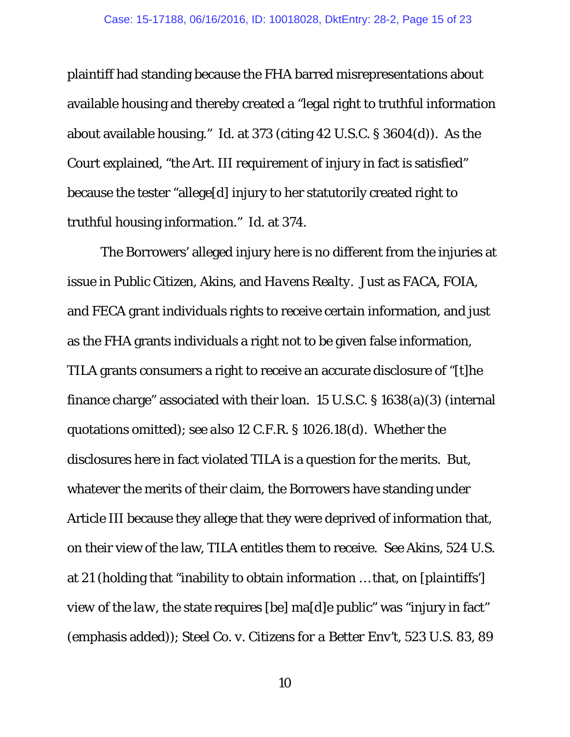plaintiff had standing because the FHA barred misrepresentations about available housing and thereby created a "legal right to truthful information about available housing." *Id.* at 373 (citing 42 U.S.C. § 3604(d)). As the Court explained, "the Art. III requirement of injury in fact is satisfied" because the tester "allege[d] injury to her statutorily created right to truthful housing information." *Id.* at 374.

The Borrowers' alleged injury here is no different from the injuries at issue in *Public Citizen*, *Akins*, and *Havens Realty*. Just as FACA, FOIA, and FECA grant individuals rights to receive certain information, and just as the FHA grants individuals a right not to be given false information, TILA grants consumers a right to receive an accurate disclosure of "[t]he finance charge" associated with their loan. 15 U.S.C. § 1638(a)(3) (internal quotations omitted); *see also* 12 C.F.R. § 1026.18(d). Whether the disclosures here in fact violated TILA is a question for the merits. But, whatever the merits of their claim, the Borrowers have standing under Article III because they allege that they were deprived of information that, on their view of the law, TILA entitles them to receive. *See Akins*, 524 U.S. at 21 (holding that "inability to obtain information … that, *on [plaintiffs'] view of the law*, the state requires [be] ma[d]e public" was "injury in fact" (emphasis added)); *Steel Co. v. Citizens for a Better Env't*, 523 U.S. 83, 89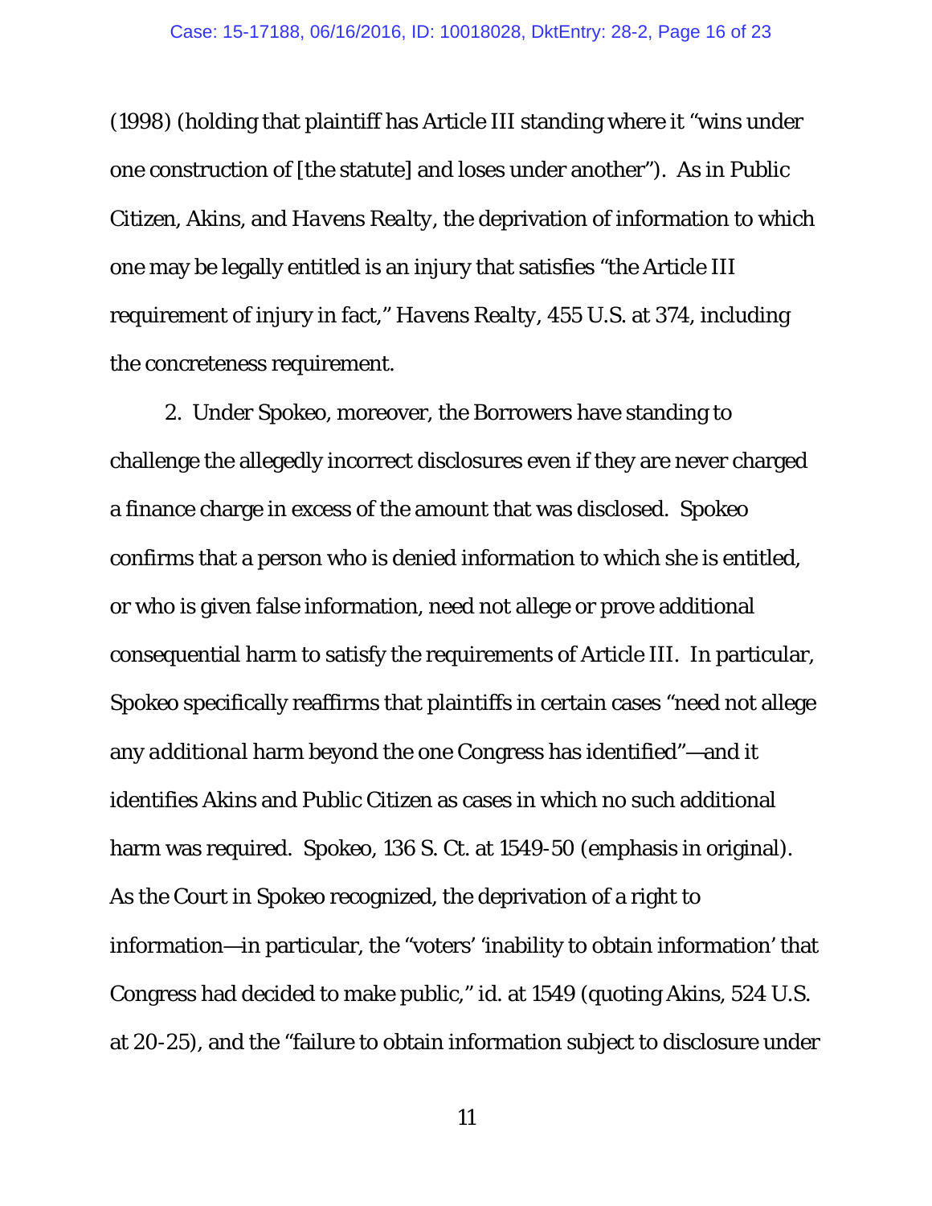(1998) (holding that plaintiff has Article III standing where it "wins under one construction of [the statute] and loses under another"). As in Public Citizen, Akins, and *Havens Realty*, the deprivation of information to which one may be legally entitled is an injury that satisfies "the Article III requirement of injury in fact," *Havens Realty*, 455 U.S. at 374, including the concreteness requirement.

2. Under Spokeo, moreover, the Borrowers have standing to challenge the allegedly incorrect disclosures even if they are never charged a finance charge in excess of the amount that was disclosed. Spokeo confirms that a person who is denied information to which she is entitled, or who is given false information, need not allege or prove additional consequential harm to satisfy the requirements of Article III. In particular, Spokeo specifically reaffirms that plaintiffs in certain cases "need not allege any *additional* harm beyond the one Congress has identified"—and it identifies Akins and Public Citizen as cases in which no such additional harm was required. Spokeo, 136 S. Ct. at 1549-50 (emphasis in original). As the Court in Spokeo recognized, the deprivation of a right to information—in particular, the "voters' 'inability to obtain information' that Congress had decided to make public," id. at 1549 (quoting Akins, 524 U.S. at 20-25), and the "failure to obtain information subject to disclosure under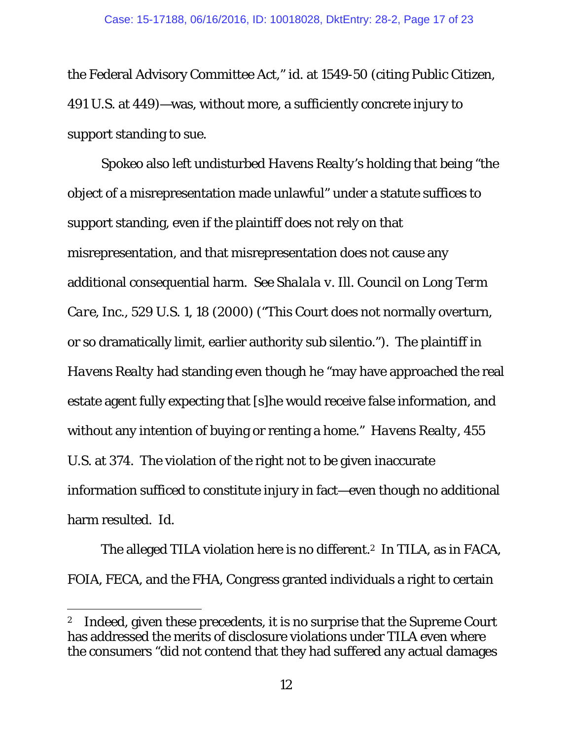the Federal Advisory Committee Act," *id.* at 1549-50 (citing *Public Citizen*, 491 U.S. at 449)—was, without more, a sufficiently concrete injury to support standing to sue.

*Spokeo* also left undisturbed *Havens Realty*'s holding that being "the object of a misrepresentation made unlawful" under a statute suffices to support standing, even if the plaintiff does not rely on that misrepresentation, and that misrepresentation does not cause any additional consequential harm. *See Shalala v. Ill. Council on Long Term Care, Inc.*, 529 U.S. 1, 18 (2000) ("This Court does not normally overturn, or so dramatically limit, earlier authority sub silentio."). The plaintiff in *Havens Realty* had standing even though he "may have approached the real estate agent fully expecting that [s]he would receive false information, and without any intention of buying or renting a home." *Havens Realty*, 455 U.S. at 374. The violation of the right not to be given inaccurate information sufficed to constitute injury in fact—even though no additional harm resulted. *Id.*

The alleged TILA violation here is no different.[2] In TILA, as in FACA, FOIA, FECA, and the FHA, Congress granted individuals a right to certain

---

[2] Indeed, given these precedents, it is no surprise that the Supreme Court has addressed the merits of disclosure violations under TILA even where the consumers "did not contend that they had suffered any actual damages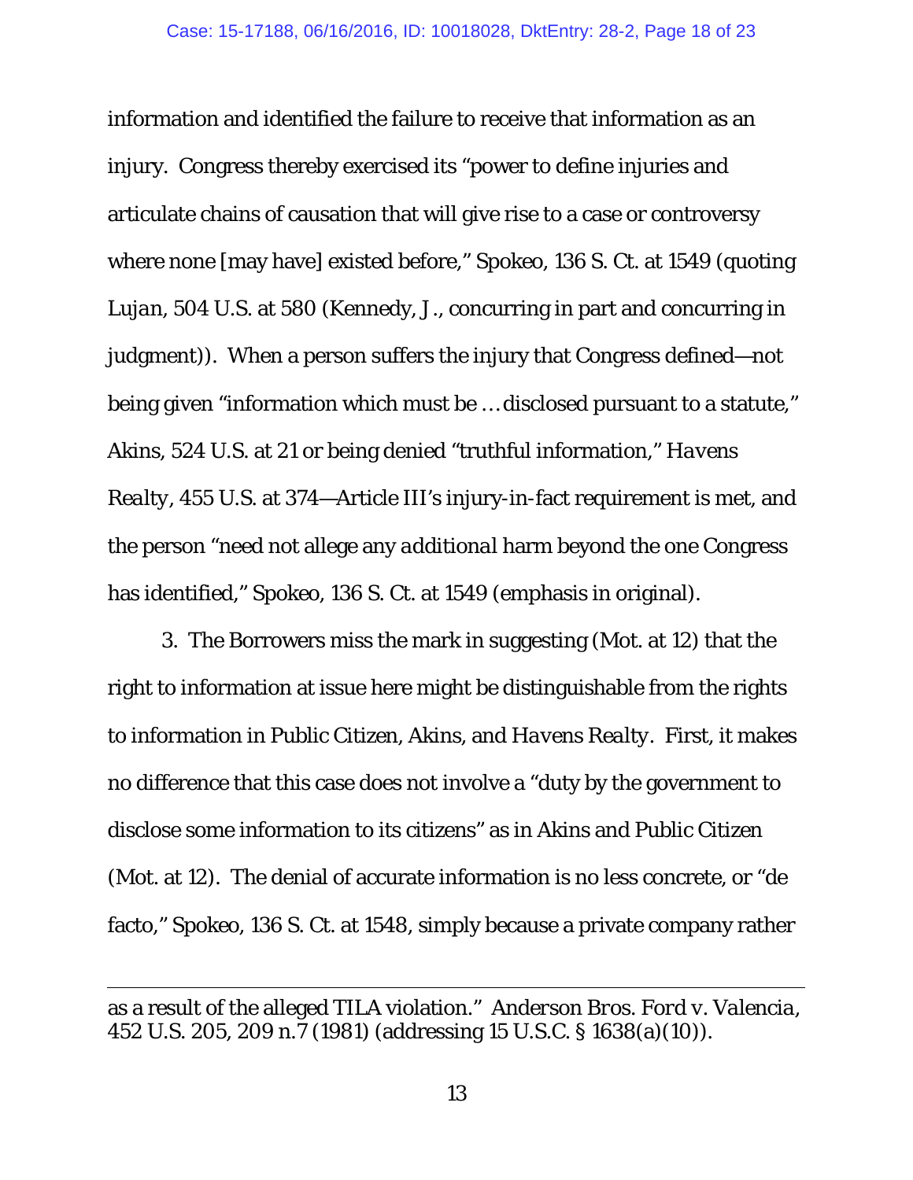information and identified the failure to receive that information as an injury. Congress thereby exercised its "power to define injuries and articulate chains of causation that will give rise to a case or controversy where none [may have] existed before," Spokeo, 136 S. Ct. at 1549 (quoting *Lujan*, 504 U.S. at 580 (Kennedy, J., concurring in part and concurring in judgment)). When a person suffers the injury that Congress defined—not being given "information which must be … disclosed pursuant to a statute," Akins, 524 U.S. at 21 or being denied "truthful information," *Havens Realty*, 455 U.S. at 374—Article III's injury-in-fact requirement is met, and the person "need not allege any *additional* harm beyond the one Congress has identified," Spokeo, 136 S. Ct. at 1549 (emphasis in original).

3. The Borrowers miss the mark in suggesting (Mot. at 12) that the right to information at issue here might be distinguishable from the rights to information in Public Citizen, Akins, and *Havens Realty*. First, it makes no difference that this case does not involve a "duty by the government to disclose some information to its citizens" as in Akins and Public Citizen (Mot. at 12). The denial of accurate information is no less concrete, or "de facto," Spokeo, 136 S. Ct. at 1548, simply because a private company rather

---

as a result of the alleged TILA violation." *Anderson Bros. Ford v. Valencia*, 452 U.S. 205, 209 n.7 (1981) (addressing 15 U.S.C. § 1638(a)(10)).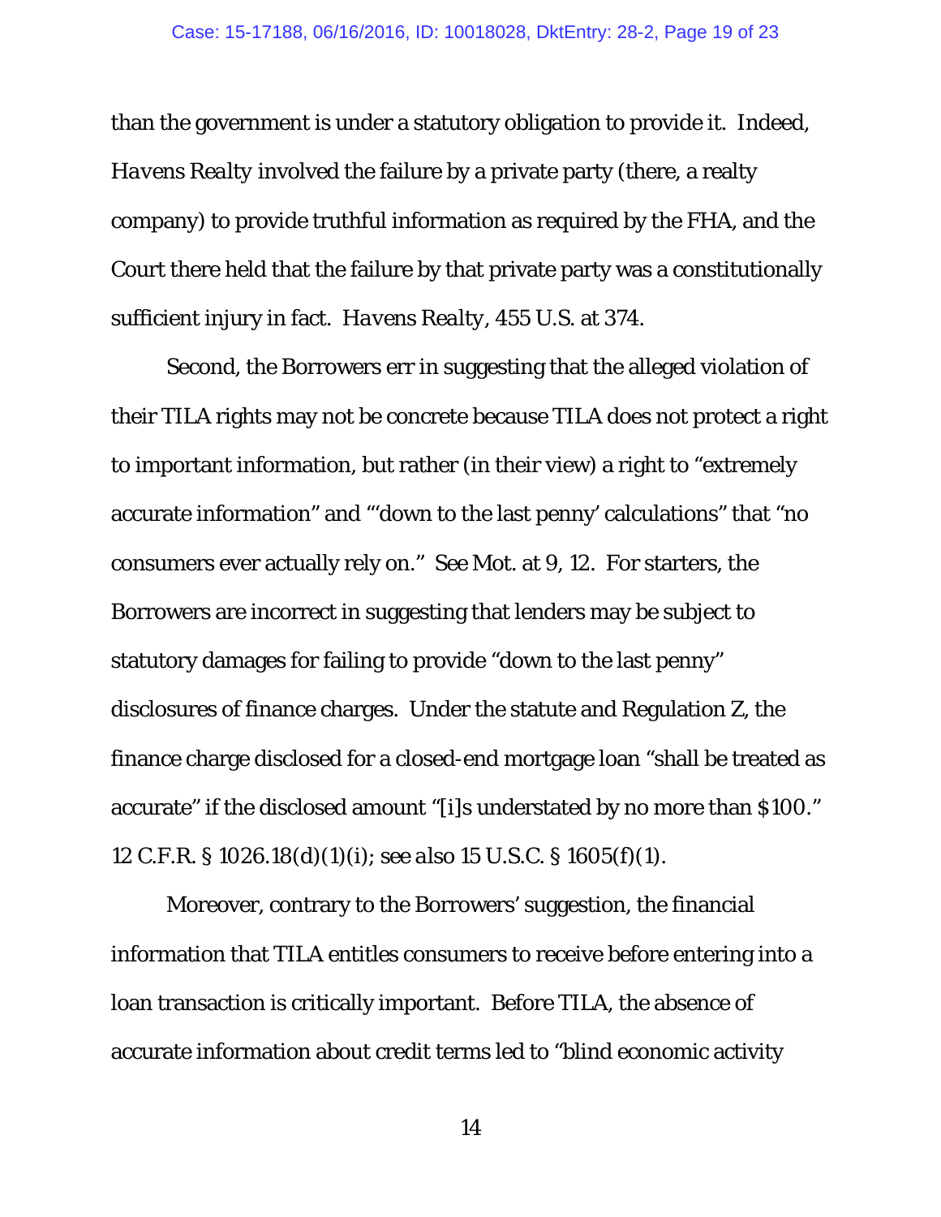than the government is under a statutory obligation to provide it. Indeed, *Havens Realty* involved the failure by a private party (there, a realty company) to provide truthful information as required by the FHA, and the Court there held that the failure by that private party was a constitutionally sufficient injury in fact. *Havens Realty*, 455 U.S. at 374.

Second, the Borrowers err in suggesting that the alleged violation of their TILA rights may not be concrete because TILA does not protect a right to important information, but rather (in their view) a right to "extremely accurate information" and "'down to the last penny' calculations" that "no consumers ever actually rely on." *See* Mot. at 9, 12. For starters, the Borrowers are incorrect in suggesting that lenders may be subject to statutory damages for failing to provide "down to the last penny" disclosures of finance charges. Under the statute and Regulation Z, the finance charge disclosed for a closed-end mortgage loan "shall be treated as accurate" if the disclosed amount "[i]s understated by no more than $100." 12 C.F.R. § 1026.18(d)(1)(i); *see also* 15 U.S.C. § 1605(f)(1).

Moreover, contrary to the Borrowers' suggestion, the financial information that TILA entitles consumers to receive before entering into a loan transaction is critically important. Before TILA, the absence of accurate information about credit terms led to "blind economic activity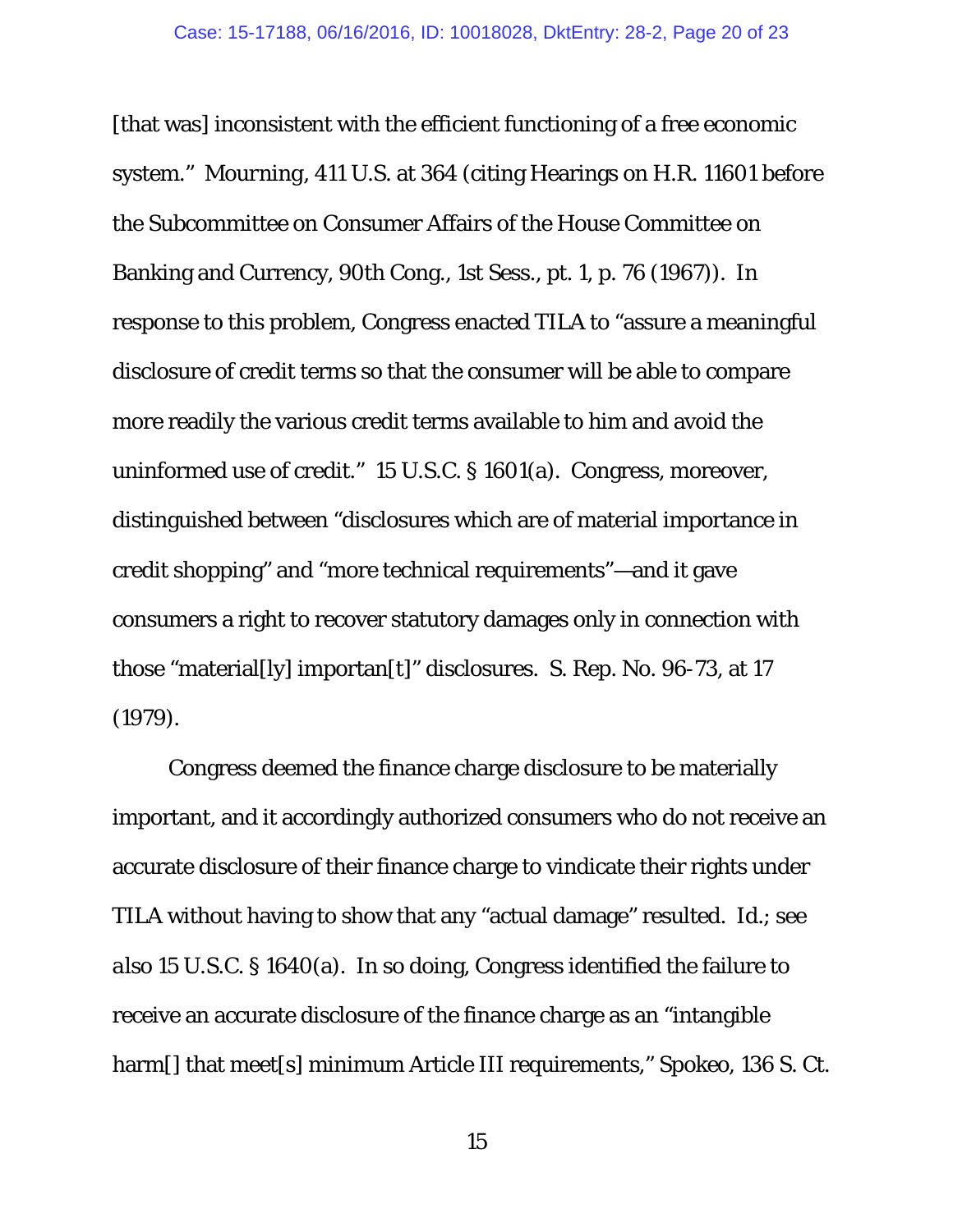[that was] inconsistent with the efficient functioning of a free economic system." *Mourning*, 411 U.S. at 364 (citing Hearings on H.R. 11601 before the Subcommittee on Consumer Affairs of the House Committee on Banking and Currency, 90th Cong., 1st Sess., pt. 1, p. 76 (1967)). In response to this problem, Congress enacted TILA to "assure a meaningful disclosure of credit terms so that the consumer will be able to compare more readily the various credit terms available to him and avoid the uninformed use of credit." 15 U.S.C. § 1601(a). Congress, moreover, distinguished between "disclosures which are of material importance in credit shopping" and "more technical requirements"—and it gave consumers a right to recover statutory damages only in connection with those "material[ly] importan[t]" disclosures. S. Rep. No. 96-73, at 17 (1979).

Congress deemed the finance charge disclosure to be materially important, and it accordingly authorized consumers who do not receive an accurate disclosure of their finance charge to vindicate their rights under TILA without having to show that any "actual damage" resulted. *Id.*; *see also* 15 U.S.C. § 1640(a). In so doing, Congress identified the failure to receive an accurate disclosure of the finance charge as an "intangible harm[] that meet[s] minimum Article III requirements," *Spokeo*, 136 S. Ct.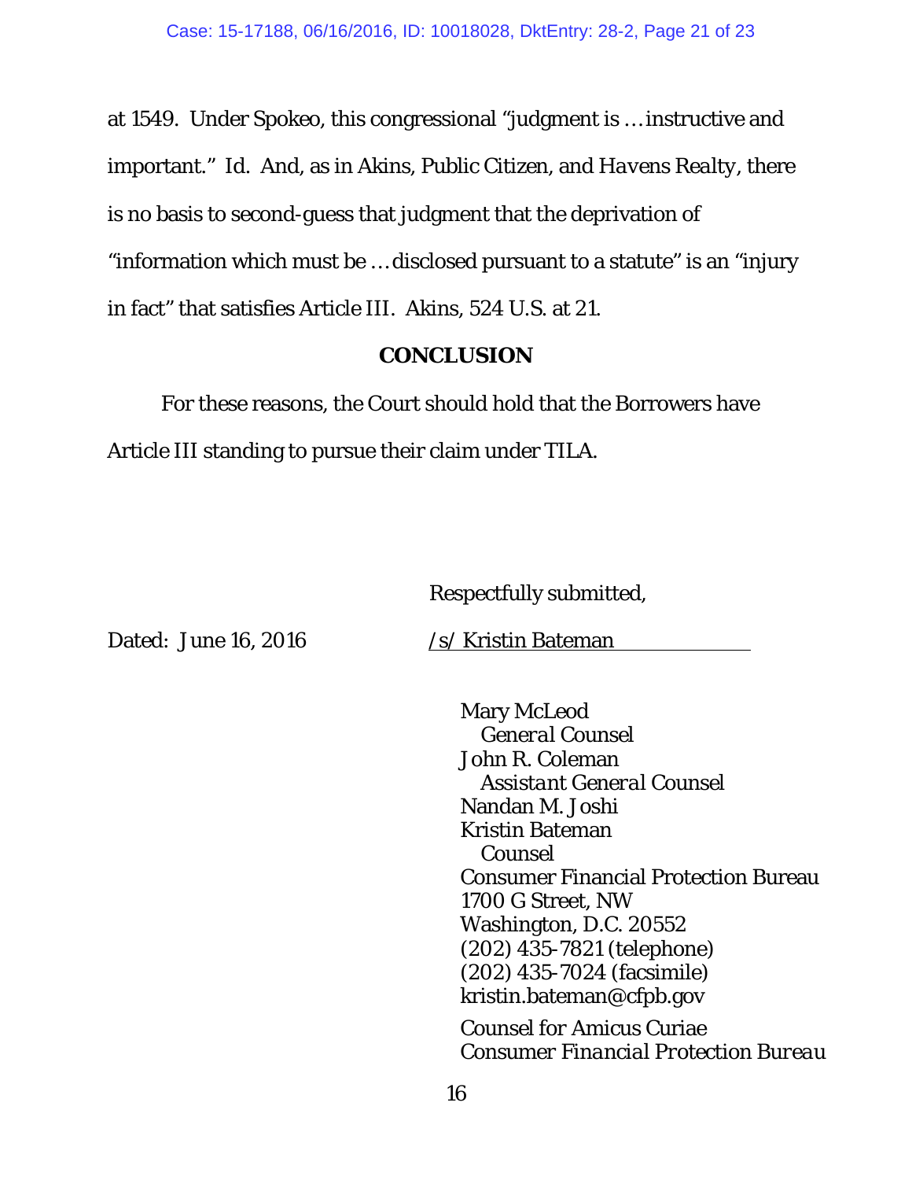at 1549. Under Spokeo, this congressional "judgment is … instructive and important." *Id.* And, as in *Akins*, *Public Citizen*, and *Havens Realty*, there is no basis to second-guess that judgment that the deprivation of "information which must be … disclosed pursuant to a statute" is an "injury in fact" that satisfies Article III. *Akins*, 524 U.S. at 21.

## CONCLUSION

For these reasons, the Court should hold that the Borrowers have Article III standing to pursue their claim under TILA.

Respectfully submitted,

Dated: June 16, 2016 /s/ Kristin Bateman

Mary McLeod
*General Counsel*
John R. Coleman
*Assistant General Counsel*
Nandan M. Joshi
Kristin Bateman
*Counsel*
Consumer Financial Protection Bureau
1700 G Street, NW
Washington, D.C. 20552
(202) 435-7821 (telephone)
(202) 435-7024 (facsimile)
kristin.bateman@cfpb.gov

*Counsel for Amicus Curiae Consumer Financial Protection Bureau*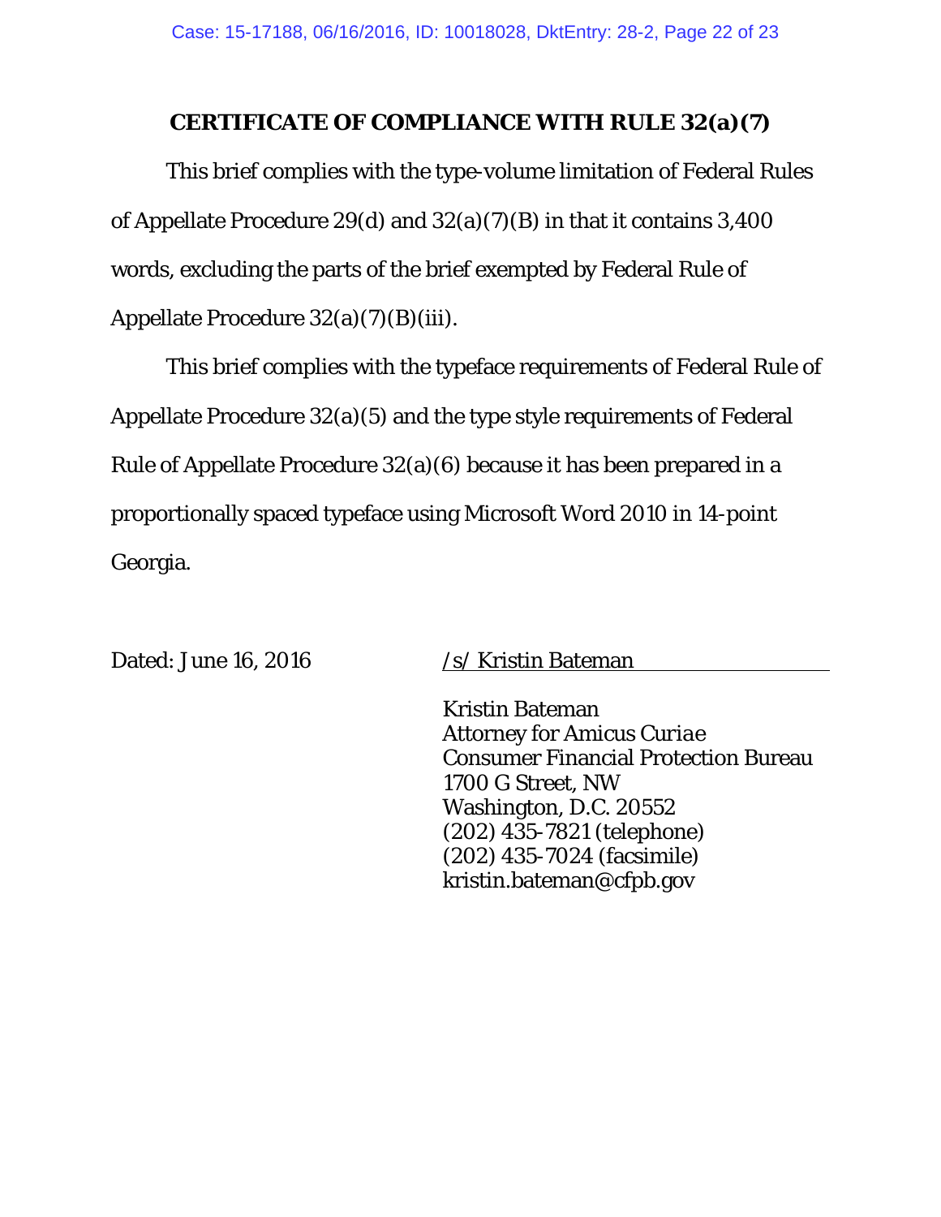## CERTIFICATE OF COMPLIANCE WITH RULE 32(a)(7)

This brief complies with the type-volume limitation of Federal Rules of Appellate Procedure 29(d) and 32(a)(7)(B) in that it contains 3,400 words, excluding the parts of the brief exempted by Federal Rule of Appellate Procedure 32(a)(7)(B)(iii).

This brief complies with the typeface requirements of Federal Rule of Appellate Procedure 32(a)(5) and the type style requirements of Federal Rule of Appellate Procedure 32(a)(6) because it has been prepared in a proportionally spaced typeface using Microsoft Word 2010 in 14-point Georgia.

Dated: June 16, 2016

/s/ Kristin Bateman

Kristin Bateman
Attorney for Amicus *Curiae*
Consumer Financial Protection Bureau
1700 G Street, NW
Washington, D.C. 20552
(202) 435-7821 (telephone)
(202) 435-7024 (facsimile)
kristin.bateman@cfpb.gov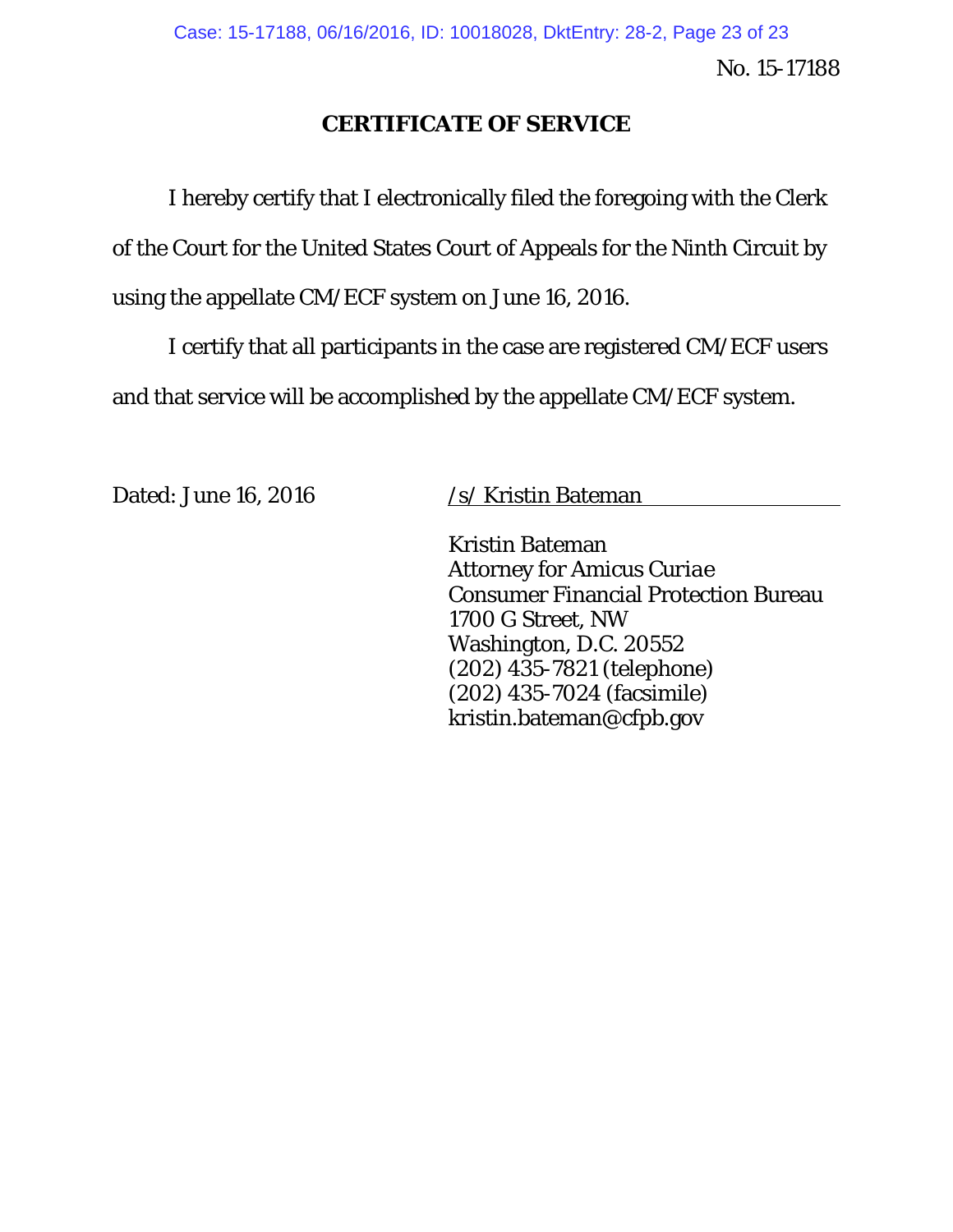No. 15-17188

## CERTIFICATE OF SERVICE

I hereby certify that I electronically filed the foregoing with the Clerk of the Court for the United States Court of Appeals for the Ninth Circuit by using the appellate CM/ECF system on June 16, 2016.

I certify that all participants in the case are registered CM/ECF users and that service will be accomplished by the appellate CM/ECF system.

Dated: June 16, 2016

/s/ Kristin Bateman

Kristin Bateman
Attorney for Amicus *Curiae*
Consumer Financial Protection Bureau
1700 G Street, NW
Washington, D.C. 20552
(202) 435-7821 (telephone)
(202) 435-7024 (facsimile)
kristin.bateman@cfpb.gov